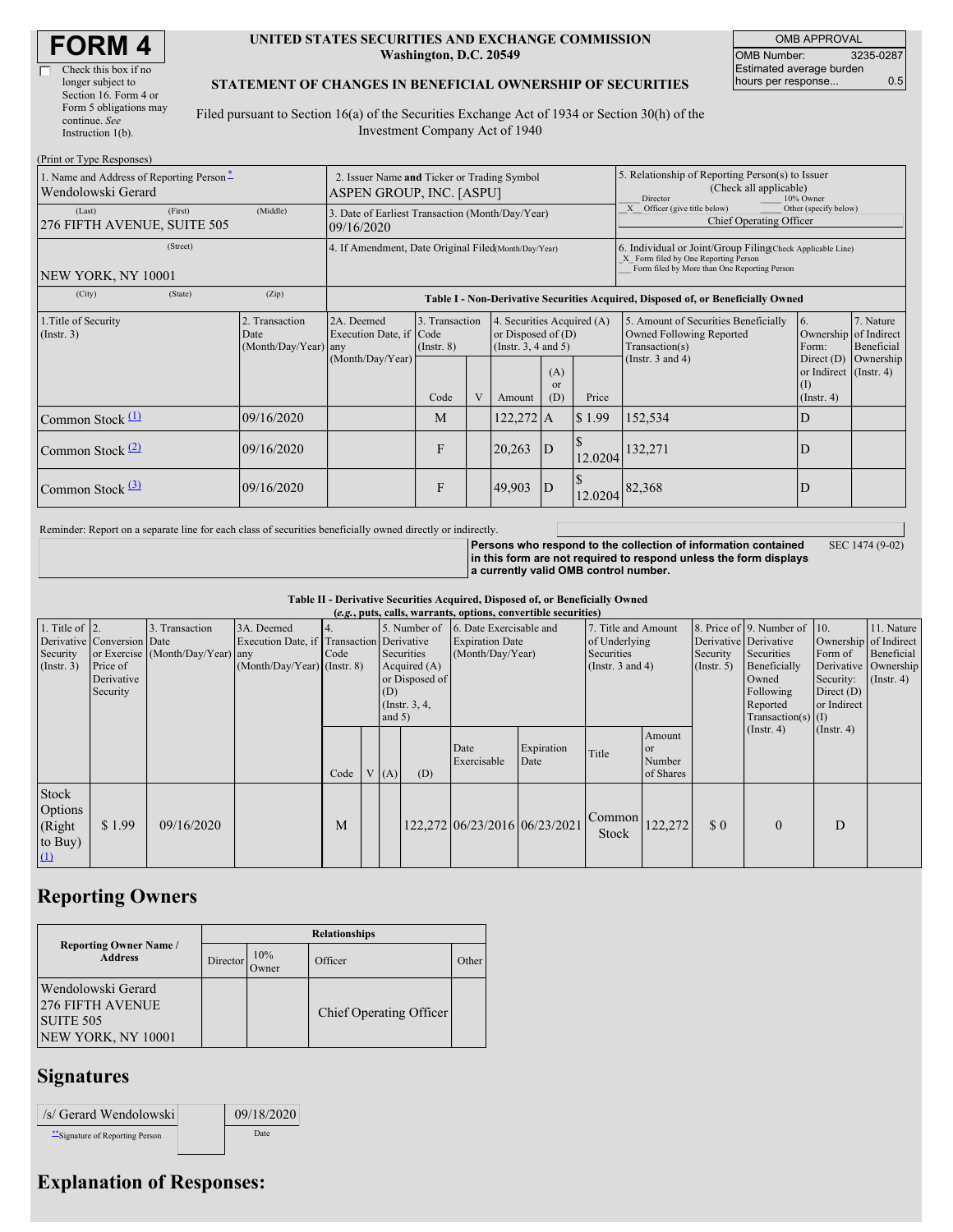# FORM 4

☐ Check this box if no longer subject to Section 16. Form 4 or Form 5 obligations may continue. *See* Instruction 1(b).

**UNITED STATES SECURITIES AND EXCHANGE COMMISSION**
**Washington, D.C. 20549**

**STATEMENT OF CHANGES IN BENEFICIAL OWNERSHIP OF SECURITIES**

Filed pursuant to Section 16(a) of the Securities Exchange Act of 1934 or Section 30(h) of the Investment Company Act of 1940

| OMB APPROVAL | |
|---|---|
| OMB Number: | 3235-0287 |
| Estimated average burden hours per response... | 0.5 |

(Print or Type Responses)

| 1. Name and Address of Reporting Person * | 2. Issuer Name and Ticker or Trading Symbol | 5. Relationship of Reporting Person(s) to Issuer (Check all applicable) |
|---|---|---|
| Wendolowski Gerard | ASPEN GROUP, INC. [ASPU] | ___ Director ___ 10% Owner |
| (Last) (First) (Middle) 276 FIFTH AVENUE, SUITE 505 | 3. Date of Earliest Transaction (Month/Day/Year) 09/16/2020 | _X_ Officer (give title below) ___ Other (specify below) Chief Operating Officer |
| (Street) NEW YORK, NY 10001 | 4. If Amendment, Date Original Filed (Month/Day/Year) | 6. Individual or Joint/Group Filing (Check Applicable Line) _X_ Form filed by One Reporting Person ___ Form filed by More than One Reporting Person |
| (City) (State) (Zip) | | |

**Table I - Non-Derivative Securities Acquired, Disposed of, or Beneficially Owned**

| 1.Title of Security (Instr. 3) | 2. Transaction Date (Month/Day/Year) | 2A. Deemed Execution Date, if any (Month/Day/Year) | 3. Transaction Code (Instr. 8) | | 4. Securities Acquired (A) or Disposed of (D) (Instr. 3, 4 and 5) | | | 5. Amount of Securities Beneficially Owned Following Reported Transaction(s) (Instr. 3 and 4) | 6. Ownership Form: Direct (D) or Indirect (I) (Instr. 4) | 7. Nature of Indirect Beneficial Ownership (Instr. 4) |
|---|---|---|---|---|---|---|---|---|---|---|
| | | | Code | V | Amount | (A) or (D) | Price | | | |
| Common Stock [(1)] | 09/16/2020 | | M | | 122,272 | A | $ 1.99 | 152,534 | D | |
| Common Stock [(2)] | 09/16/2020 | | F | | 20,263 | D | $ 12.0204 | 132,271 | D | |
| Common Stock [(3)] | 09/16/2020 | | F | | 49,903 | D | $ 12.0204 | 82,368 | D | |

Reminder: Report on a separate line for each class of securities beneficially owned directly or indirectly.

**Persons who respond to the collection of information contained in this form are not required to respond unless the form displays a currently valid OMB control number.** SEC 1474 (9-02)

**Table II - Derivative Securities Acquired, Disposed of, or Beneficially Owned**
**(*e.g.*, puts, calls, warrants, options, convertible securities)**

| 1. Title of Derivative Security (Instr. 3) | 2. Conversion or Exercise Price of Derivative Security | 3. Transaction Date (Month/Day/Year) | 3A. Deemed Execution Date, if any (Month/Day/Year) | 4. Transaction Code (Instr. 8) | | 5. Number of Derivative Securities Acquired (A) or Disposed of (D) (Instr. 3, 4, and 5) | | 6. Date Exercisable and Expiration Date (Month/Day/Year) | | 7. Title and Amount of Underlying Securities (Instr. 3 and 4) | | 8. Price of Derivative Security (Instr. 5) | 9. Number of Derivative Securities Beneficially Owned Following Reported Transaction(s) (Instr. 4) | 10. Ownership Form of Derivative Security: Direct (D) or Indirect (I) (Instr. 4) | 11. Nature of Indirect Beneficial Ownership (Instr. 4) |
|---|---|---|---|---|---|---|---|---|---|---|---|---|---|---|---|
| | | | | Code | V | (A) | (D) | Date Exercisable | Expiration Date | Title | Amount or Number of Shares | | | | |
| Stock Options (Right to Buy) [(1)] | $ 1.99 | 09/16/2020 | | M | | | 122,272 | 06/23/2016 | 06/23/2021 | Common Stock | 122,272 | $ 0 | 0 | D | |

## Reporting Owners

| Reporting Owner Name / Address | Relationships | | | |
|---|---|---|---|---|
| | Director | 10% Owner | Officer | Other |
| Wendolowski Gerard 276 FIFTH AVENUE SUITE 505 NEW YORK, NY 10001 | | | Chief Operating Officer | |

## Signatures

| /s/ Gerard Wendolowski | 09/18/2020 |
|---|---|
| ** Signature of Reporting Person | Date |

## Explanation of Responses: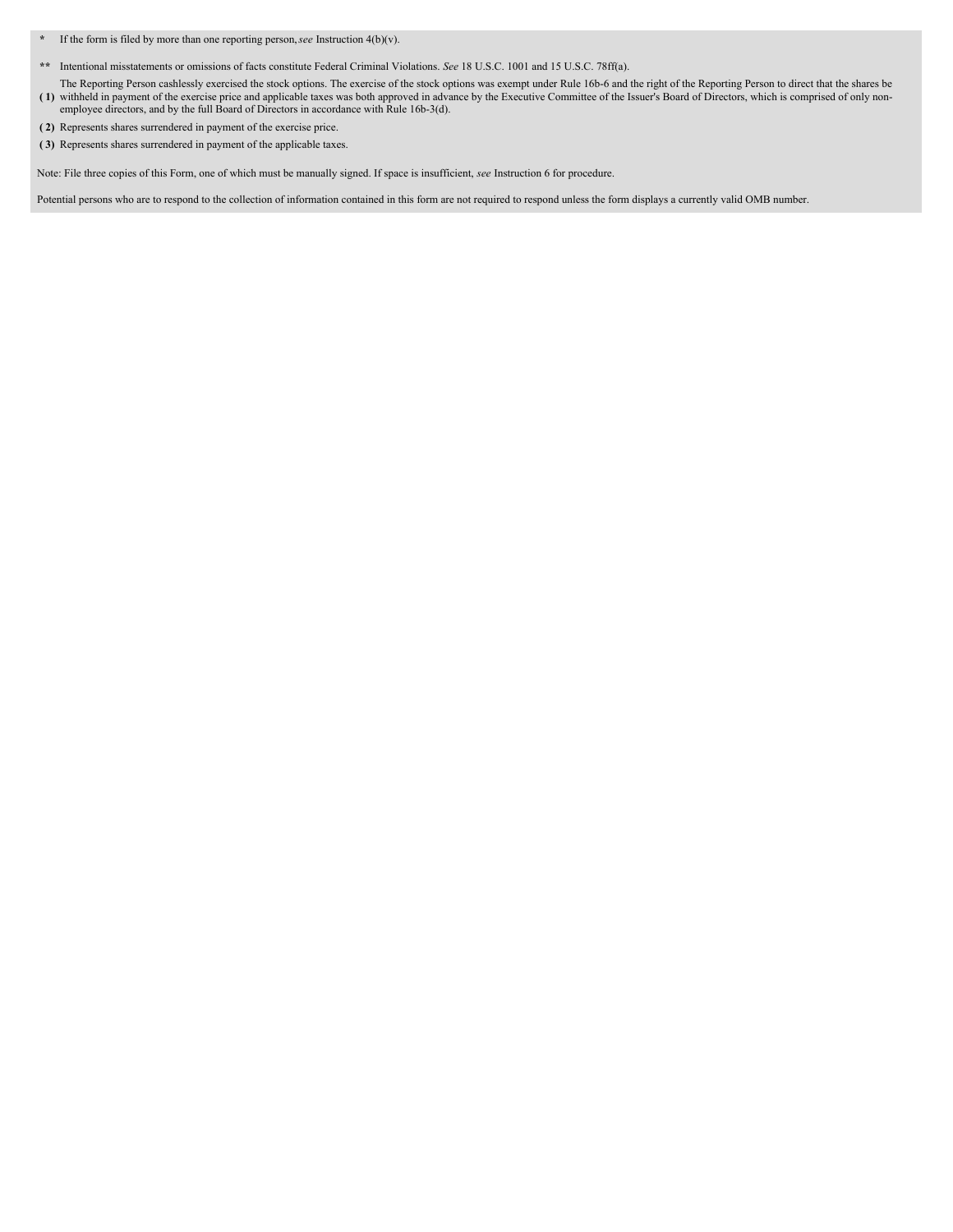\* If the form is filed by more than one reporting person, *see* Instruction 4(b)(v).

\*\* Intentional misstatements or omissions of facts constitute Federal Criminal Violations. *See* 18 U.S.C. 1001 and 15 U.S.C. 78ff(a).

( 1) The Reporting Person cashlessly exercised the stock options. The exercise of the stock options was exempt under Rule 16b-6 and the right of the Reporting Person to direct that the shares be withheld in payment of the exercise price and applicable taxes was both approved in advance by the Executive Committee of the Issuer's Board of Directors, which is comprised of only non-employee directors, and by the full Board of Directors in accordance with Rule 16b-3(d).

( 2) Represents shares surrendered in payment of the exercise price.

( 3) Represents shares surrendered in payment of the applicable taxes.

Note: File three copies of this Form, one of which must be manually signed. If space is insufficient, *see* Instruction 6 for procedure.

Potential persons who are to respond to the collection of information contained in this form are not required to respond unless the form displays a currently valid OMB number.